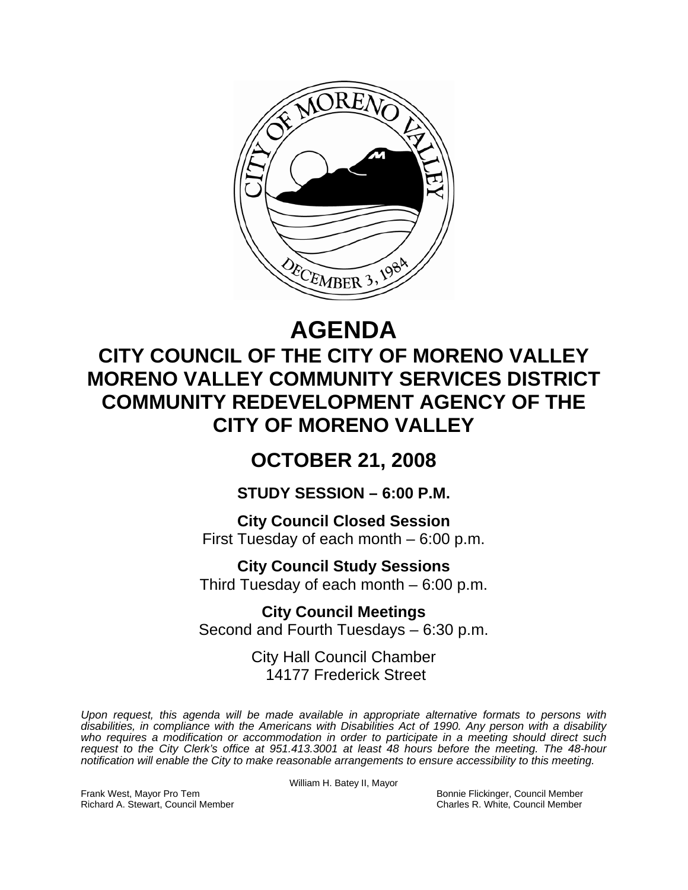# AGENDA

## CITY COUNCIL OF THE CITY OF MORENO VALLEY
## MORENO VALLEY COMMUNITY SERVICES DISTRICT
## COMMUNITY REDEVELOPMENT AGENCY OF THE CITY OF MORENO VALLEY

## OCTOBER 21, 2008

### STUDY SESSION – 6:00 P.M.

**City Council Closed Session**
First Tuesday of each month – 6:00 p.m.

**City Council Study Sessions**
Third Tuesday of each month – 6:00 p.m.

**City Council Meetings**
Second and Fourth Tuesdays – 6:30 p.m.

City Hall Council Chamber
14177 Frederick Street

*Upon request, this agenda will be made available in appropriate alternative formats to persons with disabilities, in compliance with the Americans with Disabilities Act of 1990. Any person with a disability who requires a modification or accommodation in order to participate in a meeting should direct such request to the City Clerk's office at 951.413.3001 at least 48 hours before the meeting. The 48-hour notification will enable the City to make reasonable arrangements to ensure accessibility to this meeting.*

William H. Batey II, Mayor

Frank West, Mayor Pro Tem
Richard A. Stewart, Council Member
Bonnie Flickinger, Council Member
Charles R. White, Council Member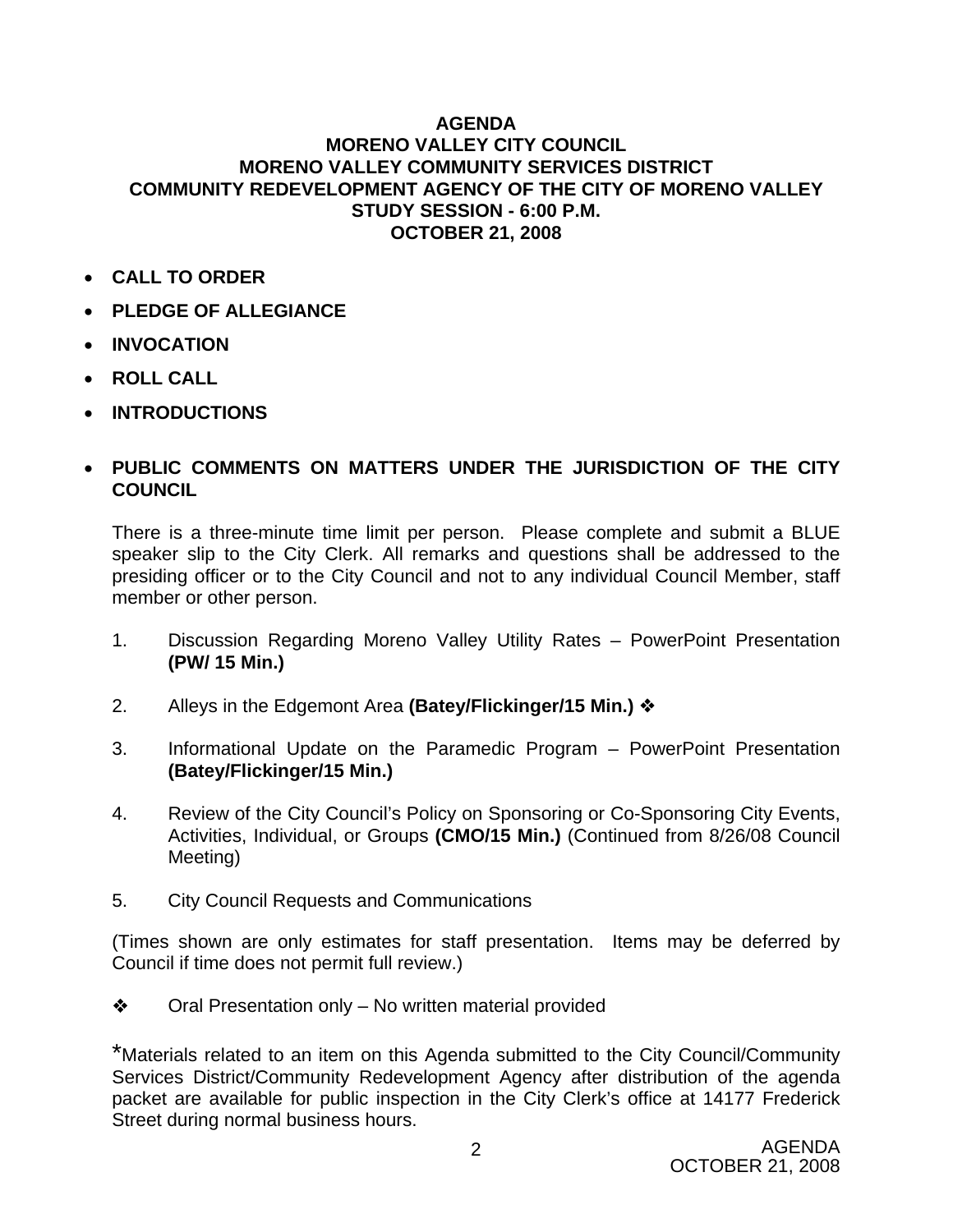# AGENDA
## MORENO VALLEY CITY COUNCIL
## MORENO VALLEY COMMUNITY SERVICES DISTRICT
## COMMUNITY REDEVELOPMENT AGENCY OF THE CITY OF MORENO VALLEY
## STUDY SESSION - 6:00 P.M.
## OCTOBER 21, 2008

- **CALL TO ORDER**
- **PLEDGE OF ALLEGIANCE**
- **INVOCATION**
- **ROLL CALL**
- **INTRODUCTIONS**
- **PUBLIC COMMENTS ON MATTERS UNDER THE JURISDICTION OF THE CITY COUNCIL**

  There is a three-minute time limit per person. Please complete and submit a BLUE speaker slip to the City Clerk. All remarks and questions shall be addressed to the presiding officer or to the City Council and not to any individual Council Member, staff member or other person.

1. Discussion Regarding Moreno Valley Utility Rates – PowerPoint Presentation **(PW/ 15 Min.)**

2. Alleys in the Edgemont Area **(Batey/Flickinger/15 Min.)** ❖

3. Informational Update on the Paramedic Program – PowerPoint Presentation **(Batey/Flickinger/15 Min.)**

4. Review of the City Council's Policy on Sponsoring or Co-Sponsoring City Events, Activities, Individual, or Groups **(CMO/15 Min.)** (Continued from 8/26/08 Council Meeting)

5. City Council Requests and Communications

(Times shown are only estimates for staff presentation. Items may be deferred by Council if time does not permit full review.)

❖ Oral Presentation only – No written material provided

*Materials related to an item on this Agenda submitted to the City Council/Community Services District/Community Redevelopment Agency after distribution of the agenda packet are available for public inspection in the City Clerk's office at 14177 Frederick Street during normal business hours.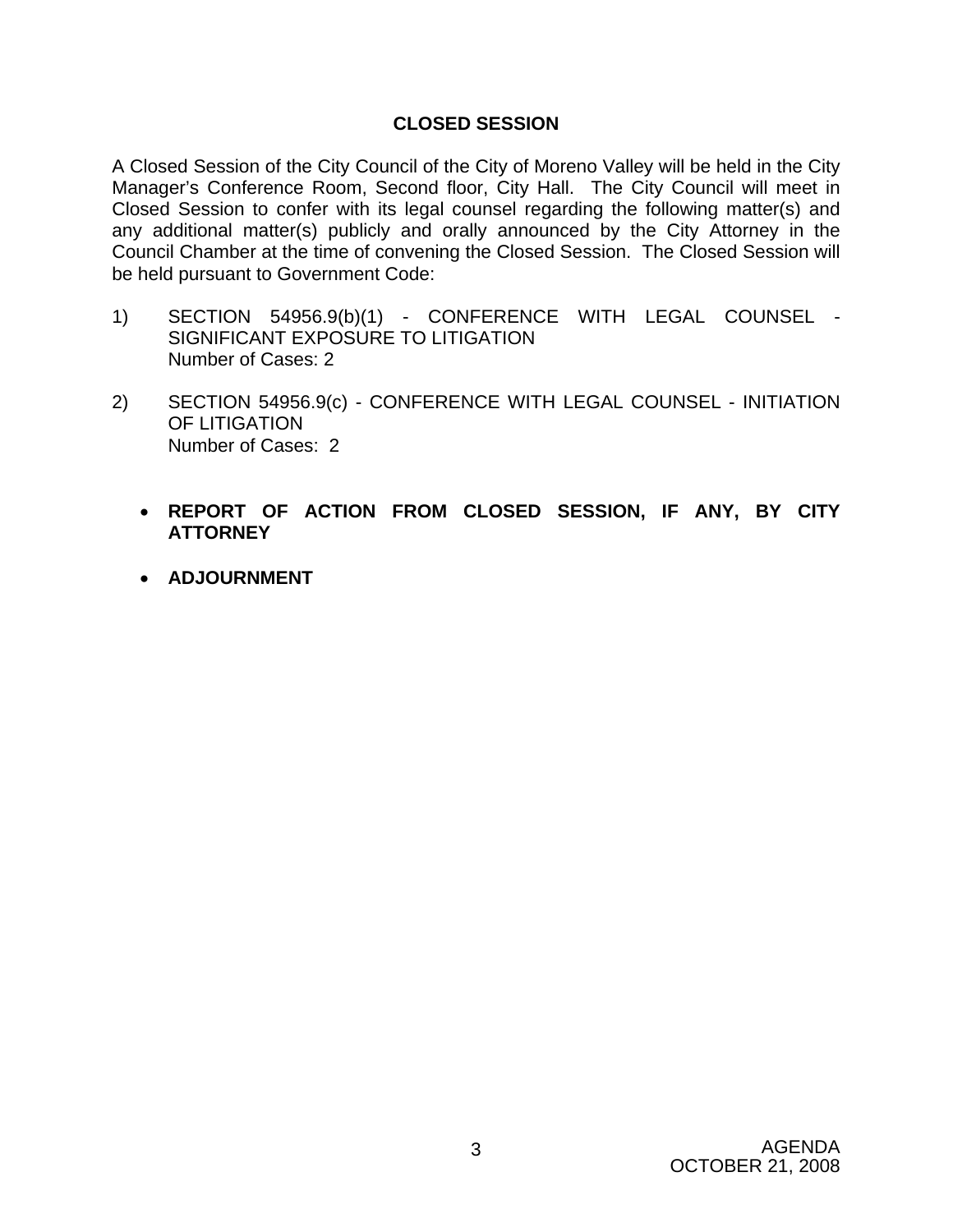## CLOSED SESSION

A Closed Session of the City Council of the City of Moreno Valley will be held in the City Manager's Conference Room, Second floor, City Hall. The City Council will meet in Closed Session to confer with its legal counsel regarding the following matter(s) and any additional matter(s) publicly and orally announced by the City Attorney in the Council Chamber at the time of convening the Closed Session. The Closed Session will be held pursuant to Government Code:

1) SECTION 54956.9(b)(1) - CONFERENCE WITH LEGAL COUNSEL - SIGNIFICANT EXPOSURE TO LITIGATION
   Number of Cases: 2

2) SECTION 54956.9(c) - CONFERENCE WITH LEGAL COUNSEL - INITIATION OF LITIGATION
   Number of Cases: 2

- **REPORT OF ACTION FROM CLOSED SESSION, IF ANY, BY CITY ATTORNEY**
- **ADJOURNMENT**